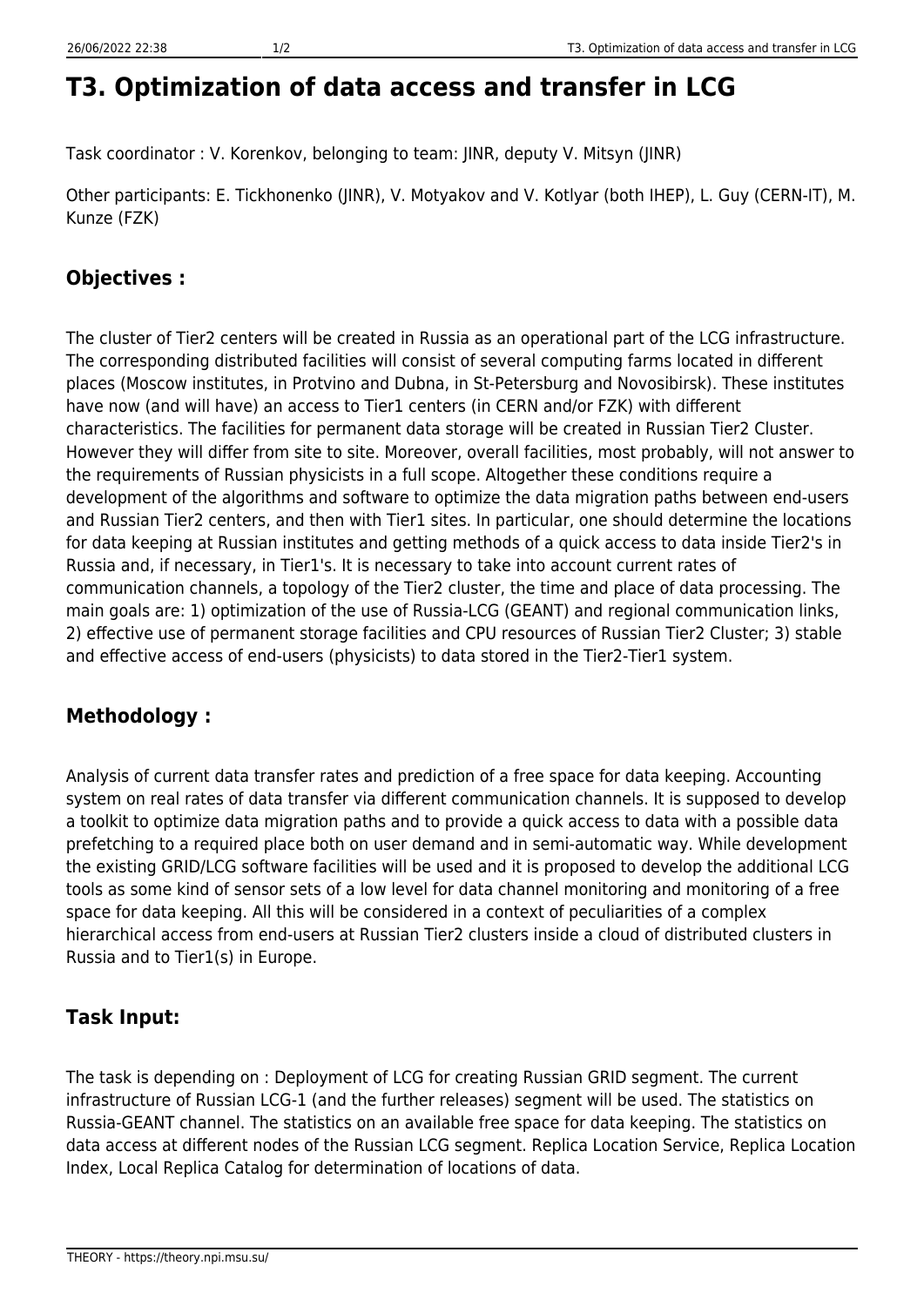# T3. Optimization of data access and transfer in LCG

Task coordinator : V. Korenkov, belonging to team: JINR, deputy V. Mitsyn (JINR)

Other participants: E. Tickhonenko (JINR), V. Motyakov and V. Kotlyar (both IHEP), L. Guy (CERN-IT), M. Kunze (FZK)

## Objectives :

The cluster of Tier2 centers will be created in Russia as an operational part of the LCG infrastructure. The corresponding distributed facilities will consist of several computing farms located in different places (Moscow institutes, in Protvino and Dubna, in St-Petersburg and Novosibirsk). These institutes have now (and will have) an access to Tier1 centers (in CERN and/or FZK) with different characteristics. The facilities for permanent data storage will be created in Russian Tier2 Cluster. However they will differ from site to site. Moreover, overall facilities, most probably, will not answer to the requirements of Russian physicists in a full scope. Altogether these conditions require a development of the algorithms and software to optimize the data migration paths between end-users and Russian Tier2 centers, and then with Tier1 sites. In particular, one should determine the locations for data keeping at Russian institutes and getting methods of a quick access to data inside Tier2's in Russia and, if necessary, in Tier1's. It is necessary to take into account current rates of communication channels, a topology of the Tier2 cluster, the time and place of data processing. The main goals are: 1) optimization of the use of Russia-LCG (GEANT) and regional communication links, 2) effective use of permanent storage facilities and CPU resources of Russian Tier2 Cluster; 3) stable and effective access of end-users (physicists) to data stored in the Tier2-Tier1 system.

## Methodology :

Analysis of current data transfer rates and prediction of a free space for data keeping. Accounting system on real rates of data transfer via different communication channels. It is supposed to develop a toolkit to optimize data migration paths and to provide a quick access to data with a possible data prefetching to a required place both on user demand and in semi-automatic way. While development the existing GRID/LCG software facilities will be used and it is proposed to develop the additional LCG tools as some kind of sensor sets of a low level for data channel monitoring and monitoring of a free space for data keeping. All this will be considered in a context of peculiarities of a complex hierarchical access from end-users at Russian Tier2 clusters inside a cloud of distributed clusters in Russia and to Tier1(s) in Europe.

## Task Input:

The task is depending on : Deployment of LCG for creating Russian GRID segment. The current infrastructure of Russian LCG-1 (and the further releases) segment will be used. The statistics on Russia-GEANT channel. The statistics on an available free space for data keeping. The statistics on data access at different nodes of the Russian LCG segment. Replica Location Service, Replica Location Index, Local Replica Catalog for determination of locations of data.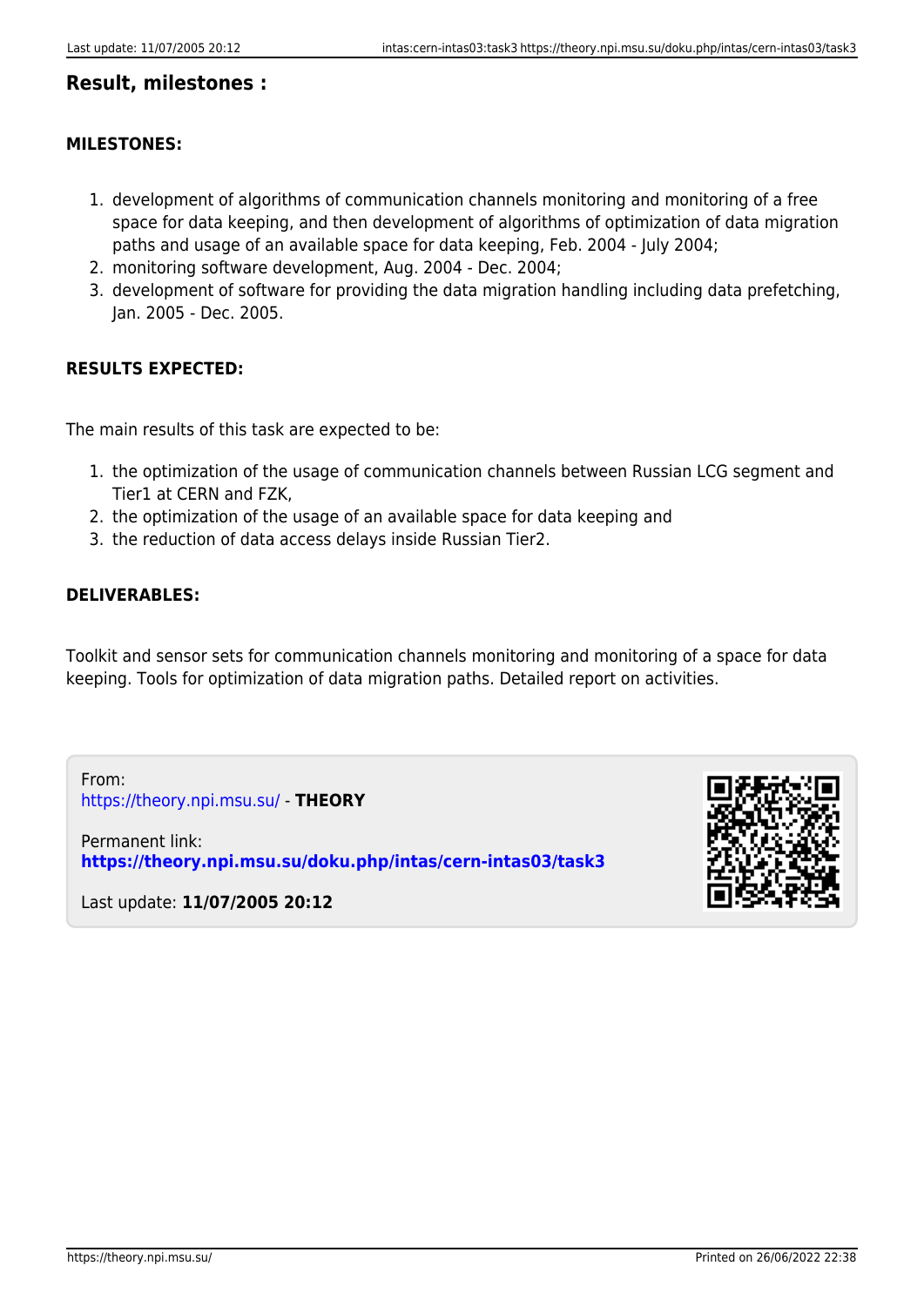## Result, milestones :

### MILESTONES:

1. development of algorithms of communication channels monitoring and monitoring of a free space for data keeping, and then development of algorithms of optimization of data migration paths and usage of an available space for data keeping, Feb. 2004 - July 2004;
2. monitoring software development, Aug. 2004 - Dec. 2004;
3. development of software for providing the data migration handling including data prefetching, Jan. 2005 - Dec. 2005.

### RESULTS EXPECTED:

The main results of this task are expected to be:

1. the optimization of the usage of communication channels between Russian LCG segment and Tier1 at CERN and FZK,
2. the optimization of the usage of an available space for data keeping and
3. the reduction of data access delays inside Russian Tier2.

### DELIVERABLES:

Toolkit and sensor sets for communication channels monitoring and monitoring of a space for data keeping. Tools for optimization of data migration paths. Detailed report on activities.

From:
https://theory.npi.msu.su/ - **THEORY**

Permanent link:
**https://theory.npi.msu.su/doku.php/intas/cern-intas03/task3**

Last update: **11/07/2005 20:12**